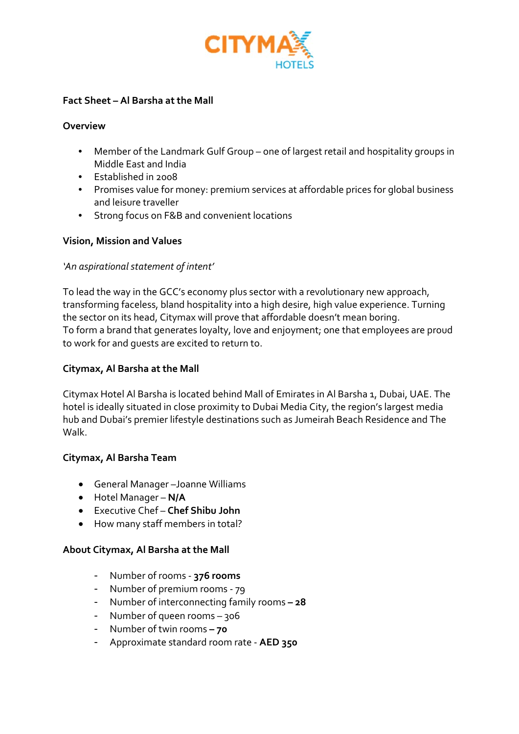CITYMAX HOTELS

## Fact Sheet – Al Barsha at the Mall

### Overview

- Member of the Landmark Gulf Group – one of largest retail and hospitality groups in Middle East and India
- Established in 2008
- Promises value for money: premium services at affordable prices for global business and leisure traveller
- Strong focus on F&B and convenient locations

### Vision, Mission and Values

*'An aspirational statement of intent'*

To lead the way in the GCC's economy plus sector with a revolutionary new approach, transforming faceless, bland hospitality into a high desire, high value experience. Turning the sector on its head, Citymax will prove that affordable doesn't mean boring.
To form a brand that generates loyalty, love and enjoyment; one that employees are proud to work for and guests are excited to return to.

### Citymax, Al Barsha at the Mall

Citymax Hotel Al Barsha is located behind Mall of Emirates in Al Barsha 1, Dubai, UAE. The hotel is ideally situated in close proximity to Dubai Media City, the region's largest media hub and Dubai's premier lifestyle destinations such as Jumeirah Beach Residence and The Walk.

### Citymax, Al Barsha Team

- General Manager –Joanne Williams
- Hotel Manager – **N/A**
- Executive Chef – **Chef Shibu John**
- How many staff members in total?

### About Citymax, Al Barsha at the Mall

- Number of rooms - **376 rooms**
- Number of premium rooms - 79
- Number of interconnecting family rooms **– 28**
- Number of queen rooms – 306
- Number of twin rooms **– 70**
- Approximate standard room rate - **AED 350**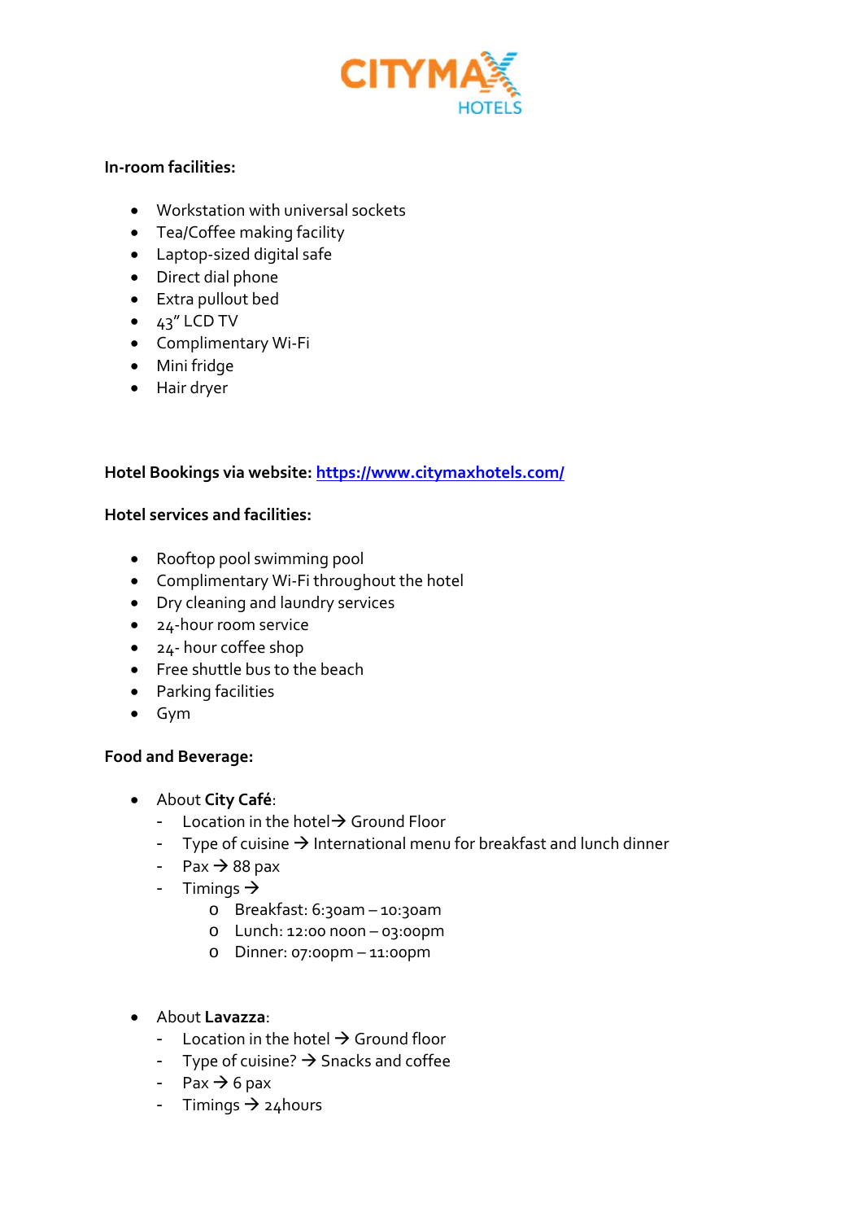**In-room facilities:**

- Workstation with universal sockets
- Tea/Coffee making facility
- Laptop-sized digital safe
- Direct dial phone
- Extra pullout bed
- 43" LCD TV
- Complimentary Wi-Fi
- Mini fridge
- Hair dryer

**Hotel Bookings via website:** https://www.citymaxhotels.com/

**Hotel services and facilities:**

- Rooftop pool swimming pool
- Complimentary Wi-Fi throughout the hotel
- Dry cleaning and laundry services
- 24-hour room service
- 24- hour coffee shop
- Free shuttle bus to the beach
- Parking facilities
- Gym

**Food and Beverage:**

- About **City Café**:
  - Location in the hotel→ Ground Floor
  - Type of cuisine → International menu for breakfast and lunch dinner
  - Pax → 88 pax
  - Timings →
    - Breakfast: 6:30am – 10:30am
    - Lunch: 12:00 noon – 03:00pm
    - Dinner: 07:00pm – 11:00pm

- About **Lavazza**:
  - Location in the hotel → Ground floor
  - Type of cuisine? → Snacks and coffee
  - Pax → 6 pax
  - Timings → 24hours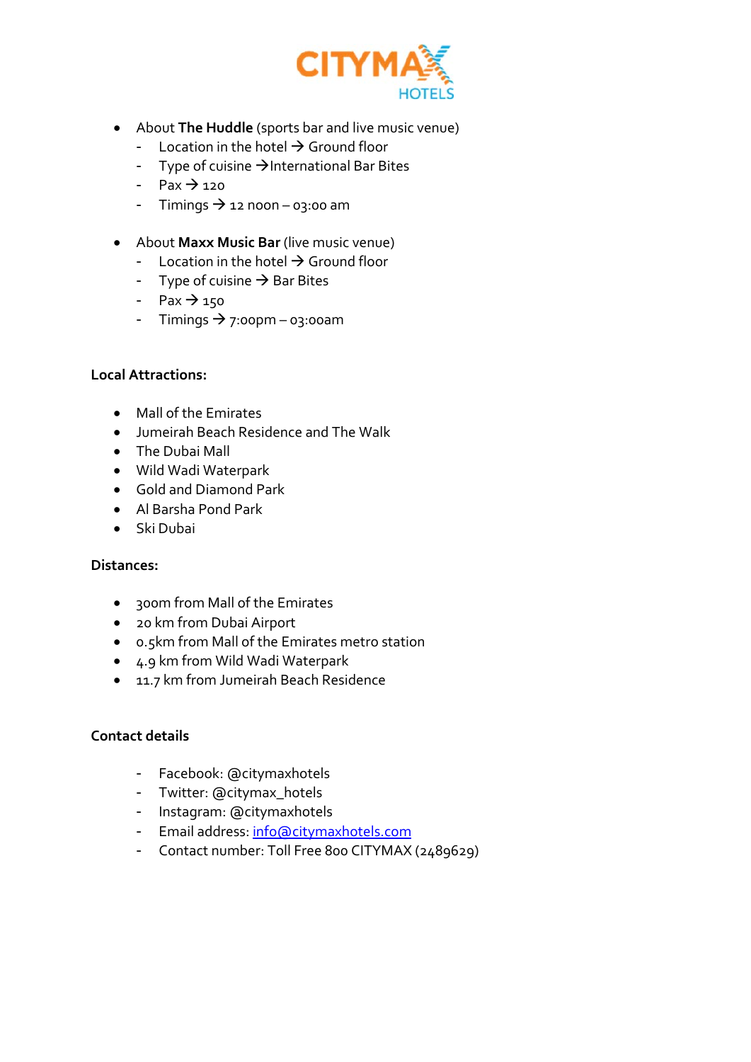CITYMAX HOTELS

- About **The Huddle** (sports bar and live music venue)
  - Location in the hotel → Ground floor
  - Type of cuisine →International Bar Bites
  - Pax → 120
  - Timings → 12 noon – 03:00 am

- About **Maxx Music Bar** (live music venue)
  - Location in the hotel → Ground floor
  - Type of cuisine → Bar Bites
  - Pax → 150
  - Timings → 7:00pm – 03:00am

**Local Attractions:**

- Mall of the Emirates
- Jumeirah Beach Residence and The Walk
- The Dubai Mall
- Wild Wadi Waterpark
- Gold and Diamond Park
- Al Barsha Pond Park
- Ski Dubai

**Distances:**

- 300m from Mall of the Emirates
- 20 km from Dubai Airport
- 0.5km from Mall of the Emirates metro station
- 4.9 km from Wild Wadi Waterpark
- 11.7 km from Jumeirah Beach Residence

**Contact details**

- Facebook: @citymaxhotels
- Twitter: @citymax_hotels
- Instagram: @citymaxhotels
- Email address: info@citymaxhotels.com
- Contact number: Toll Free 800 CITYMAX (2489629)